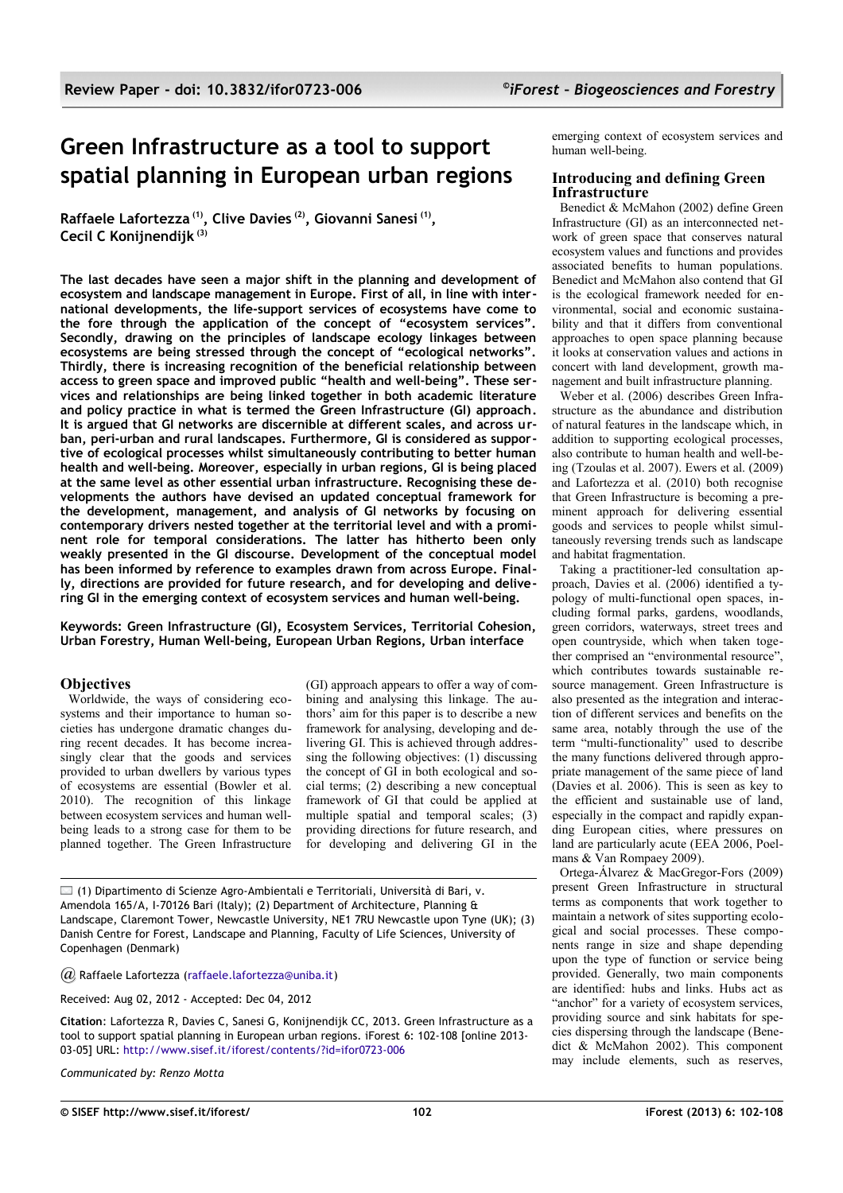Review Paper - doi: 10.3832/ifor0723-006

# Green Infrastructure as a tool to support spatial planning in European urban regions

**Raffaele Lafortezza [(1)], Clive Davies [(2)], Giovanni Sanesi [(1)], Cecil C Konijnendijk [(3)]**

**The last decades have seen a major shift in the planning and development of ecosystem and landscape management in Europe. First of all, in line with international developments, the life-support services of ecosystems have come to the fore through the application of the concept of "ecosystem services". Secondly, drawing on the principles of landscape ecology linkages between ecosystems are being stressed through the concept of "ecological networks". Thirdly, there is increasing recognition of the beneficial relationship between access to green space and improved public "health and well-being". These services and relationships are being linked together in both academic literature and policy practice in what is termed the Green Infrastructure (GI) approach. It is argued that GI networks are discernible at different scales, and across urban, peri-urban and rural landscapes. Furthermore, GI is considered as supportive of ecological processes whilst simultaneously contributing to better human health and well-being. Moreover, especially in urban regions, GI is being placed at the same level as other essential urban infrastructure. Recognising these developments the authors have devised an updated conceptual framework for the development, management, and analysis of GI networks by focusing on contemporary drivers nested together at the territorial level and with a prominent role for temporal considerations. The latter has hitherto been only weakly presented in the GI discourse. Development of the conceptual model has been informed by reference to examples drawn from across Europe. Finally, directions are provided for future research, and for developing and delivering GI in the emerging context of ecosystem services and human well-being.**

**Keywords: Green Infrastructure (GI), Ecosystem Services, Territorial Cohesion, Urban Forestry, Human Well-being, European Urban Regions, Urban interface**

## Objectives

Worldwide, the ways of considering ecosystems and their importance to human societies has undergone dramatic changes during recent decades. It has become increasingly clear that the goods and services provided to urban dwellers by various types of ecosystems are essential (Bowler et al. 2010). The recognition of this linkage between ecosystem services and human well-being leads to a strong case for them to be planned together. The Green Infrastructure (GI) approach appears to offer a way of combining and analysing this linkage. The authors' aim for this paper is to describe a new framework for analysing, developing and delivering GI. This is achieved through addressing the following objectives: (1) discussing the concept of GI in both ecological and social terms; (2) describing a new conceptual framework of GI that could be applied at multiple spatial and temporal scales; (3) providing directions for future research, and for developing and delivering GI in the emerging context of ecosystem services and human well-being.

## Introducing and defining Green Infrastructure

Benedict & McMahon (2002) define Green Infrastructure (GI) as an interconnected network of green space that conserves natural ecosystem values and functions and provides associated benefits to human populations. Benedict and McMahon also contend that GI is the ecological framework needed for environmental, social and economic sustainability and that it differs from conventional approaches to open space planning because it looks at conservation values and actions in concert with land development, growth management and built infrastructure planning.

Weber et al. (2006) describes Green Infrastructure as the abundance and distribution of natural features in the landscape which, in addition to supporting ecological processes, also contribute to human health and well-being (Tzoulas et al. 2007). Ewers et al. (2009) and Lafortezza et al. (2010) both recognise that Green Infrastructure is becoming a preeminent approach for delivering essential goods and services to people whilst simultaneously reversing trends such as landscape and habitat fragmentation.

Taking a practitioner-led consultation approach, Davies et al. (2006) identified a typology of multi-functional open spaces, including formal parks, gardens, woodlands, green corridors, waterways, street trees and open countryside, which when taken together comprised an "environmental resource", which contributes towards sustainable resource management. Green Infrastructure is also presented as the integration and interaction of different services and benefits on the same area, notably through the use of the term "multi-functionality" used to describe the many functions delivered through appropriate management of the same piece of land (Davies et al. 2006). This is seen as key to the efficient and sustainable use of land, especially in the compact and rapidly expanding European cities, where pressures on land are particularly acute (EEA 2006, Poelmans & Van Rompaey 2009).

Ortega-Álvarez & MacGregor-Fors (2009) present Green Infrastructure in structural terms as components that work together to maintain a network of sites supporting ecological and social processes. These components range in size and shape depending upon the type of function or service being provided. Generally, two main components are identified: hubs and links. Hubs act as "anchor" for a variety of ecosystem services, providing source and sink habitats for species dispersing through the landscape (Benedict & McMahon 2002). This component may include elements, such as reserves,

(1) Dipartimento di Scienze Agro-Ambientali e Territoriali, Università di Bari, v. Amendola 165/A, I-70126 Bari (Italy); (2) Department of Architecture, Planning & Landscape, Claremont Tower, Newcastle University, NE1 7RU Newcastle upon Tyne (UK); (3) Danish Centre for Forest, Landscape and Planning, Faculty of Life Sciences, University of Copenhagen (Denmark)

@ Raffaele Lafortezza (raffaele.lafortezza@uniba.it)

Received: Aug 02, 2012 - Accepted: Dec 04, 2012

**Citation**: Lafortezza R, Davies C, Sanesi G, Konijnendijk CC, 2013. Green Infrastructure as a tool to support spatial planning in European urban regions. iForest 6: 102-108 [online 2013-03-05] URL: http://www.sisef.it/iforest/contents/?id=ifor0723-006

*Communicated by: Renzo Motta*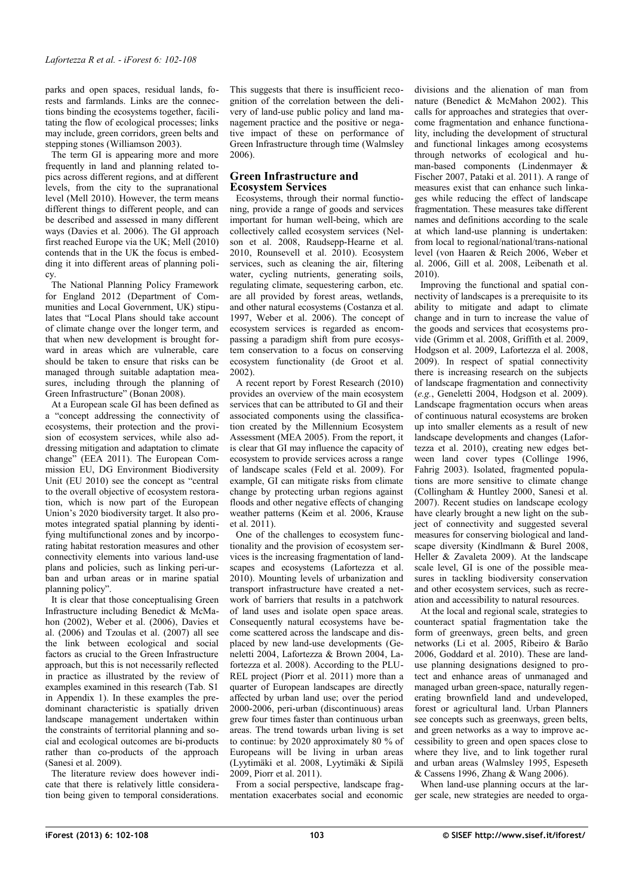parks and open spaces, residual lands, forests and farmlands. Links are the connections binding the ecosystems together, facilitating the flow of ecological processes; links may include, green corridors, green belts and stepping stones (Williamson 2003).

The term GI is appearing more and more frequently in land and planning related topics across different regions, and at different levels, from the city to the supranational level (Mell 2010). However, the term means different things to different people, and can be described and assessed in many different ways (Davies et al. 2006). The GI approach first reached Europe via the UK; Mell (2010) contends that in the UK the focus is embedding it into different areas of planning policy.

The National Planning Policy Framework for England 2012 (Department of Communities and Local Government, UK) stipulates that "Local Plans should take account of climate change over the longer term, and that when new development is brought forward in areas which are vulnerable, care should be taken to ensure that risks can be managed through suitable adaptation measures, including through the planning of Green Infrastructure" (Bonan 2008).

At a European scale GI has been defined as a "concept addressing the connectivity of ecosystems, their protection and the provision of ecosystem services, while also addressing mitigation and adaptation to climate change" (EEA 2011). The European Commission EU, DG Environment Biodiversity Unit (EU 2010) see the concept as "central to the overall objective of ecosystem restoration, which is now part of the European Union's 2020 biodiversity target. It also promotes integrated spatial planning by identifying multifunctional zones and by incorporating habitat restoration measures and other connectivity elements into various land-use plans and policies, such as linking peri-urban and urban areas or in marine spatial planning policy".

It is clear that those conceptualising Green Infrastructure including Benedict & McMahon (2002), Weber et al. (2006), Davies et al. (2006) and Tzoulas et al. (2007) all see the link between ecological and social factors as crucial to the Green Infrastructure approach, but this is not necessarily reflected in practice as illustrated by the review of examples examined in this research (Tab. S1 in Appendix 1). In these examples the predominant characteristic is spatially driven landscape management undertaken within the constraints of territorial planning and social and ecological outcomes are bi-products rather than co-products of the approach (Sanesi et al. 2009).

The literature review does however indicate that there is relatively little consideration being given to temporal considerations. This suggests that there is insufficient recognition of the correlation between the delivery of land-use public policy and land management practice and the positive or negative impact of these on performance of Green Infrastructure through time (Walmsley 2006).

## Green Infrastructure and Ecosystem Services

Ecosystems, through their normal functioning, provide a range of goods and services important for human well-being, which are collectively called ecosystem services (Nelson et al. 2008, Raudsepp-Hearne et al. 2010, Rounsevell et al. 2010). Ecosystem services, such as cleaning the air, filtering water, cycling nutrients, generating soils, regulating climate, sequestering carbon, etc. are all provided by forest areas, wetlands, and other natural ecosystems (Costanza et al. 1997, Weber et al. 2006). The concept of ecosystem services is regarded as encompassing a paradigm shift from pure ecosystem conservation to a focus on conserving ecosystem functionality (de Groot et al. 2002).

A recent report by Forest Research (2010) provides an overview of the main ecosystem services that can be attributed to GI and their associated components using the classification created by the Millennium Ecosystem Assessment (MEA 2005). From the report, it is clear that GI may influence the capacity of ecosystem to provide services across a range of landscape scales (Feld et al. 2009). For example, GI can mitigate risks from climate change by protecting urban regions against floods and other negative effects of changing weather patterns (Keim et al. 2006, Krause et al. 2011).

One of the challenges to ecosystem functionality and the provision of ecosystem services is the increasing fragmentation of landscapes and ecosystems (Lafortezza et al. 2010). Mounting levels of urbanization and transport infrastructure have created a network of barriers that results in a patchwork of land uses and isolate open space areas. Consequently natural ecosystems have become scattered across the landscape and displaced by new land-use developments (Geneletti 2004, Lafortezza & Brown 2004, Lafortezza et al. 2008). According to the PLUREL project (Piorr et al. 2011) more than a quarter of European landscapes are directly affected by urban land use; over the period 2000-2006, peri-urban (discontinuous) areas grew four times faster than continuous urban areas. The trend towards urban living is set to continue: by 2020 approximately 80 % of Europeans will be living in urban areas (Lyytimäki et al. 2008, Lyytimäki & Sipilä 2009, Piorr et al. 2011).

From a social perspective, landscape fragmentation exacerbates social and economic divisions and the alienation of man from nature (Benedict & McMahon 2002). This calls for approaches and strategies that overcome fragmentation and enhance functionality, including the development of structural and functional linkages among ecosystems through networks of ecological and human-based components (Lindenmayer & Fischer 2007, Pataki et al. 2011). A range of measures exist that can enhance such linkages while reducing the effect of landscape fragmentation. These measures take different names and definitions according to the scale at which land-use planning is undertaken: from local to regional/national/trans-national level (von Haaren & Reich 2006, Weber et al. 2006, Gill et al. 2008, Leibenath et al. 2010).

Improving the functional and spatial connectivity of landscapes is a prerequisite to its ability to mitigate and adapt to climate change and in turn to increase the value of the goods and services that ecosystems provide (Grimm et al. 2008, Griffith et al. 2009, Hodgson et al. 2009, Lafortezza el al. 2008, 2009). In respect of spatial connectivity there is increasing research on the subjects of landscape fragmentation and connectivity (*e.g.*, Geneletti 2004, Hodgson et al. 2009). Landscape fragmentation occurs when areas of continuous natural ecosystems are broken up into smaller elements as a result of new landscape developments and changes (Lafortezza et al. 2010), creating new edges between land cover types (Collinge 1996, Fahrig 2003). Isolated, fragmented populations are more sensitive to climate change (Collingham & Huntley 2000, Sanesi et al. 2007). Recent studies on landscape ecology have clearly brought a new light on the subject of connectivity and suggested several measures for conserving biological and landscape diversity (Kindlmann & Burel 2008, Heller & Zavaleta 2009). At the landscape scale level, GI is one of the possible measures in tackling biodiversity conservation and other ecosystem services, such as recreation and accessibility to natural resources.

At the local and regional scale, strategies to counteract spatial fragmentation take the form of greenways, green belts, and green networks (Li et al. 2005, Ribeiro & Barão 2006, Goddard et al. 2010). These are land-use planning designations designed to protect and enhance areas of unmanaged and managed urban green-space, naturally regenerating brownfield land and undeveloped, forest or agricultural land. Urban Planners see concepts such as greenways, green belts, and green networks as a way to improve accessibility to green and open spaces close to where they live, and to link together rural and urban areas (Walmsley 1995, Espeseth & Cassens 1996, Zhang & Wang 2006).

When land-use planning occurs at the larger scale, new strategies are needed to orga-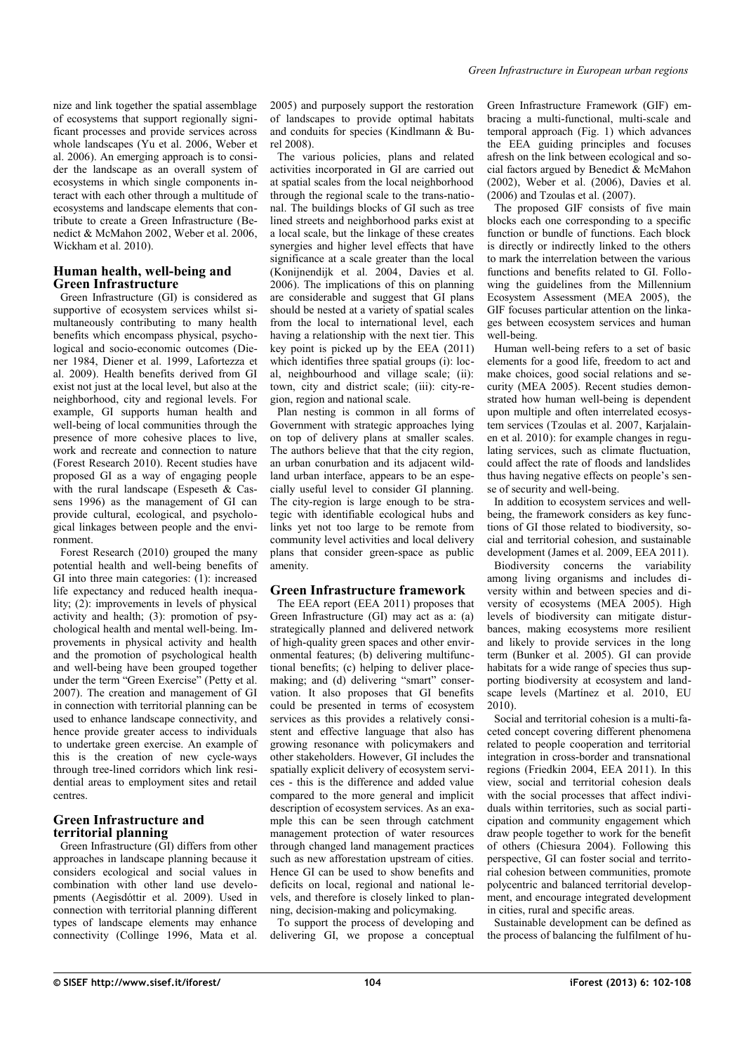nize and link together the spatial assemblage of ecosystems that support regionally significant processes and provide services across whole landscapes (Yu et al. 2006, Weber et al. 2006). An emerging approach is to consider the landscape as an overall system of ecosystems in which single components interact with each other through a multitude of ecosystems and landscape elements that contribute to create a Green Infrastructure (Benedict & McMahon 2002, Weber et al. 2006, Wickham et al. 2010).

## Human health, well-being and Green Infrastructure

Green Infrastructure (GI) is considered as supportive of ecosystem services whilst simultaneously contributing to many health benefits which encompass physical, psychological and socio-economic outcomes (Diener 1984, Diener et al. 1999, Lafortezza et al. 2009). Health benefits derived from GI exist not just at the local level, but also at the neighborhood, city and regional levels. For example, GI supports human health and well-being of local communities through the presence of more cohesive places to live, work and recreate and connection to nature (Forest Research 2010). Recent studies have proposed GI as a way of engaging people with the rural landscape (Espeseth & Cassens 1996) as the management of GI can provide cultural, ecological, and psychological linkages between people and the environment.

Forest Research (2010) grouped the many potential health and well-being benefits of GI into three main categories: (1): increased life expectancy and reduced health inequality; (2): improvements in levels of physical activity and health; (3): promotion of psychological health and mental well-being. Improvements in physical activity and health and the promotion of psychological health and well-being have been grouped together under the term "Green Exercise" (Petty et al. 2007). The creation and management of GI in connection with territorial planning can be used to enhance landscape connectivity, and hence provide greater access to individuals to undertake green exercise. An example of this is the creation of new cycle-ways through tree-lined corridors which link residential areas to employment sites and retail centres.

## Green Infrastructure and territorial planning

Green Infrastructure (GI) differs from other approaches in landscape planning because it considers ecological and social values in combination with other land use developments (Aegisdóttir et al. 2009). Used in connection with territorial planning different types of landscape elements may enhance connectivity (Collinge 1996, Mata et al. 2005) and purposely support the restoration of landscapes to provide optimal habitats and conduits for species (Kindlmann & Burel 2008).

The various policies, plans and related activities incorporated in GI are carried out at spatial scales from the local neighborhood through the regional scale to the trans-national. The buildings blocks of GI such as tree lined streets and neighborhood parks exist at a local scale, but the linkage of these creates synergies and higher level effects that have significance at a scale greater than the local (Konijnendijk et al. 2004, Davies et al. 2006). The implications of this on planning are considerable and suggest that GI plans should be nested at a variety of spatial scales from the local to international level, each having a relationship with the next tier. This key point is picked up by the EEA (2011) which identifies three spatial groups (i): local, neighbourhood and village scale; (ii): town, city and district scale; (iii): city-region, region and national scale.

Plan nesting is common in all forms of Government with strategic approaches lying on top of delivery plans at smaller scales. The authors believe that that the city region, an urban conurbation and its adjacent wildland urban interface, appears to be an especially useful level to consider GI planning. The city-region is large enough to be strategic with identifiable ecological hubs and links yet not too large to be remote from community level activities and local delivery plans that consider green-space as public amenity.

## Green Infrastructure framework

The EEA report (EEA 2011) proposes that Green Infrastructure (GI) may act as a: (a) strategically planned and delivered network of high-quality green spaces and other environmental features; (b) delivering multifunctional benefits; (c) helping to deliver placemaking; and (d) delivering "smart" conservation. It also proposes that GI benefits could be presented in terms of ecosystem services as this provides a relatively consistent and effective language that also has growing resonance with policymakers and other stakeholders. However, GI includes the spatially explicit delivery of ecosystem services - this is the difference and added value compared to the more general and implicit description of ecosystem services. As an example this can be seen through catchment management protection of water resources through changed land management practices such as new afforestation upstream of cities. Hence GI can be used to show benefits and deficits on local, regional and national levels, and therefore is closely linked to planning, decision-making and policymaking.

To support the process of developing and delivering GI, we propose a conceptual Green Infrastructure Framework (GIF) embracing a multi-functional, multi-scale and temporal approach (Fig. 1) which advances the EEA guiding principles and focuses afresh on the link between ecological and social factors argued by Benedict & McMahon (2002), Weber et al. (2006), Davies et al. (2006) and Tzoulas et al. (2007).

The proposed GIF consists of five main blocks each one corresponding to a specific function or bundle of functions. Each block is directly or indirectly linked to the others to mark the interrelation between the various functions and benefits related to GI. Following the guidelines from the Millennium Ecosystem Assessment (MEA 2005), the GIF focuses particular attention on the linkages between ecosystem services and human well-being.

Human well-being refers to a set of basic elements for a good life, freedom to act and make choices, good social relations and security (MEA 2005). Recent studies demonstrated how human well-being is dependent upon multiple and often interrelated ecosystem services (Tzoulas et al. 2007, Karjalainen et al. 2010): for example changes in regulating services, such as climate fluctuation, could affect the rate of floods and landslides thus having negative effects on people's sense of security and well-being.

In addition to ecosystem services and well-being, the framework considers as key functions of GI those related to biodiversity, social and territorial cohesion, and sustainable development (James et al. 2009, EEA 2011).

Biodiversity concerns the variability among living organisms and includes diversity within and between species and diversity of ecosystems (MEA 2005). High levels of biodiversity can mitigate disturbances, making ecosystems more resilient and likely to provide services in the long term (Bunker et al. 2005). GI can provide habitats for a wide range of species thus supporting biodiversity at ecosystem and landscape levels (Martínez et al. 2010, EU 2010).

Social and territorial cohesion is a multi-faceted concept covering different phenomena related to people cooperation and territorial integration in cross-border and transnational regions (Friedkin 2004, EEA 2011). In this view, social and territorial cohesion deals with the social processes that affect individuals within territories, such as social participation and community engagement which draw people together to work for the benefit of others (Chiesura 2004). Following this perspective, GI can foster social and territorial cohesion between communities, promote polycentric and balanced territorial development, and encourage integrated development in cities, rural and specific areas.

Sustainable development can be defined as the process of balancing the fulfilment of hu-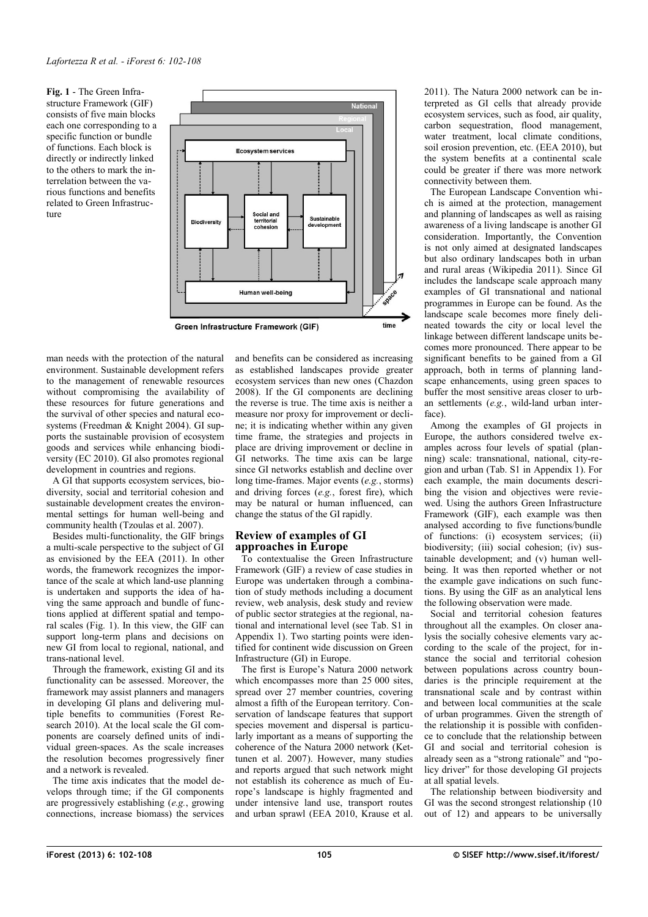**Fig. 1** - The Green Infrastructure Framework (GIF) consists of five main blocks each one corresponding to a specific function or bundle of functions. Each block is directly or indirectly linked to the others to mark the interrelation between the various functions and benefits related to Green Infrastructure

National
Regional
Local
Ecosystem services
Biodiversity
Social and territorial cohesion
Sustainable development
Human well-being
space
time
Green Infrastructure Framework (GIF)

man needs with the protection of the natural environment. Sustainable development refers to the management of renewable resources without compromising the availability of these resources for future generations and the survival of other species and natural ecosystems (Freedman & Knight 2004). GI supports the sustainable provision of ecosystem goods and services while enhancing biodiversity (EC 2010). GI also promotes regional development in countries and regions.

A GI that supports ecosystem services, biodiversity, social and territorial cohesion and sustainable development creates the environmental settings for human well-being and community health (Tzoulas et al. 2007).

Besides multi-functionality, the GIF brings a multi-scale perspective to the subject of GI as envisioned by the EEA (2011). In other words, the framework recognizes the importance of the scale at which land-use planning is undertaken and supports the idea of having the same approach and bundle of functions applied at different spatial and temporal scales (Fig. 1). In this view, the GIF can support long-term plans and decisions on new GI from local to regional, national, and trans-national level.

Through the framework, existing GI and its functionality can be assessed. Moreover, the framework may assist planners and managers in developing GI plans and delivering multiple benefits to communities (Forest Research 2010). At the local scale the GI components are coarsely defined units of individual green-spaces. As the scale increases the resolution becomes progressively finer and a network is revealed.

The time axis indicates that the model develops through time; if the GI components are progressively establishing (*e.g.*, growing connections, increase biomass) the services and benefits can be considered as increasing as established landscapes provide greater ecosystem services than new ones (Chazdon 2008). If the GI components are declining the reverse is true. The time axis is neither a measure nor proxy for improvement or decline; it is indicating whether within any given time frame, the strategies and projects in place are driving improvement or decline in GI networks. The time axis can be large since GI networks establish and decline over long time-frames. Major events (*e.g.*, storms) and driving forces (*e.g.*, forest fire), which may be natural or human influenced, can change the status of the GI rapidly.

## Review of examples of GI approaches in Europe

To contextualise the Green Infrastructure Framework (GIF) a review of case studies in Europe was undertaken through a combination of study methods including a document review, web analysis, desk study and review of public sector strategies at the regional, national and international level (see Tab. S1 in Appendix 1). Two starting points were identified for continent wide discussion on Green Infrastructure (GI) in Europe.

The first is Europe's Natura 2000 network which encompasses more than 25 000 sites, spread over 27 member countries, covering almost a fifth of the European territory. Conservation of landscape features that support species movement and dispersal is particularly important as a means of supporting the coherence of the Natura 2000 network (Kettunen et al. 2007). However, many studies and reports argued that such network might not establish its coherence as much of Europe's landscape is highly fragmented and under intensive land use, transport routes and urban sprawl (EEA 2010, Krause et al. 2011). The Natura 2000 network can be interpreted as GI cells that already provide ecosystem services, such as food, air quality, carbon sequestration, flood management, water treatment, local climate conditions, soil erosion prevention, etc. (EEA 2010), but the system benefits at a continental scale could be greater if there was more network connectivity between them.

The European Landscape Convention which is aimed at the protection, management and planning of landscapes as well as raising awareness of a living landscape is another GI consideration. Importantly, the Convention is not only aimed at designated landscapes but also ordinary landscapes both in urban and rural areas (Wikipedia 2011). Since GI includes the landscape scale approach many examples of GI transnational and national programmes in Europe can be found. As the landscape scale becomes more finely delineated towards the city or local level the linkage between different landscape units becomes more pronounced. There appear to be significant benefits to be gained from a GI approach, both in terms of planning landscape enhancements, using green spaces to buffer the most sensitive areas closer to urban settlements (*e.g.*, wild-land urban interface).

Among the examples of GI projects in Europe, the authors considered twelve examples across four levels of spatial (planning) scale: transnational, national, city-region and urban (Tab. S1 in Appendix 1). For each example, the main documents describing the vision and objectives were reviewed. Using the authors Green Infrastructure Framework (GIF), each example was then analysed according to five functions/bundle of functions: (i) ecosystem services; (ii) biodiversity; (iii) social cohesion; (iv) sustainable development; and (v) human well-being. It was then reported whether or not the example gave indications on such functions. By using the GIF as an analytical lens the following observation were made.

Social and territorial cohesion features throughout all the examples. On closer analysis the socially cohesive elements vary according to the scale of the project, for instance the social and territorial cohesion between populations across country boundaries is the principle requirement at the transnational scale and by contrast within and between local communities at the scale of urban programmes. Given the strength of the relationship it is possible with confidence to conclude that the relationship between GI and social and territorial cohesion is already seen as a "strong rationale" and "policy driver" for those developing GI projects at all spatial levels.

The relationship between biodiversity and GI was the second strongest relationship (10 out of 12) and appears to be universally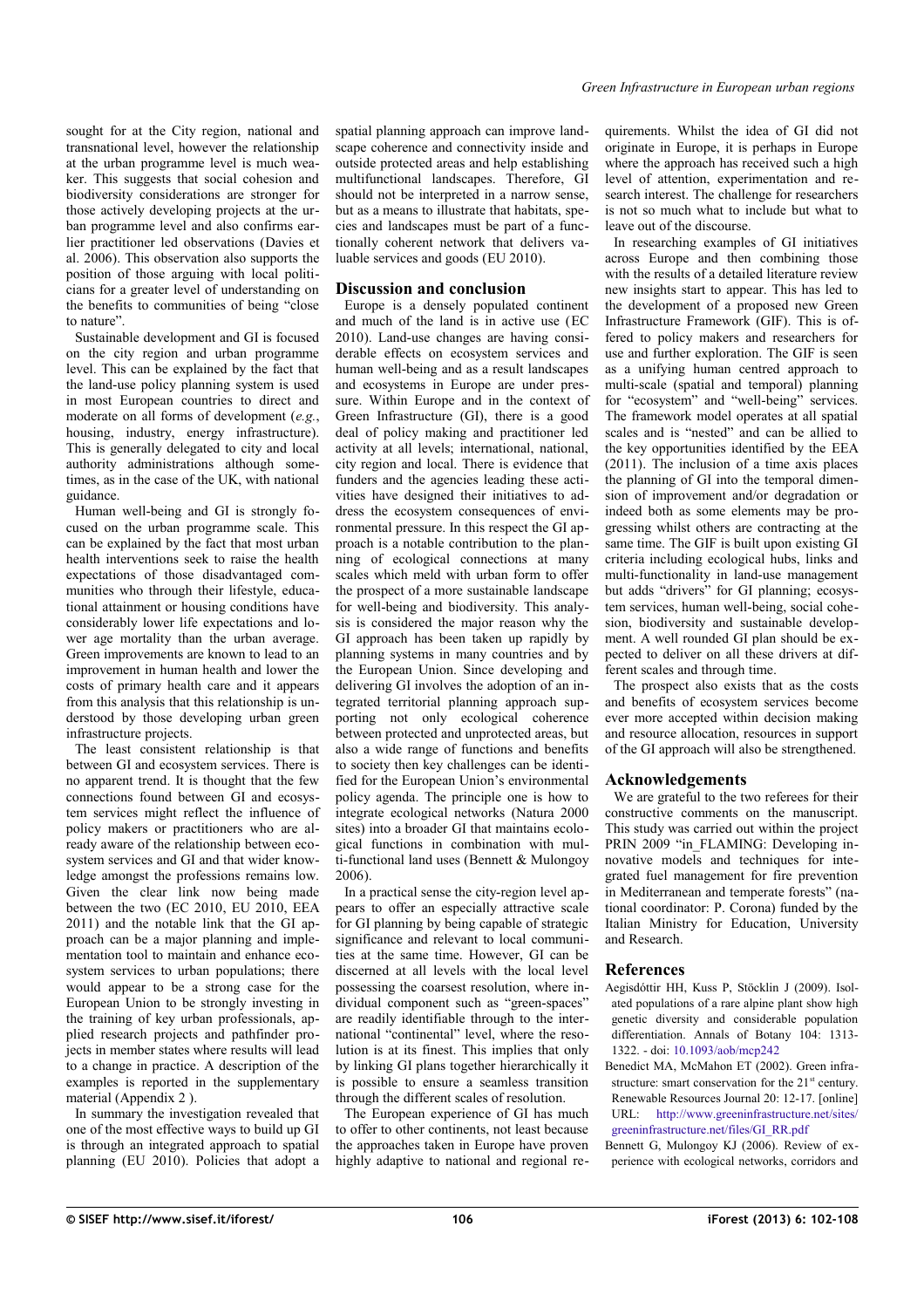sought for at the City region, national and transnational level, however the relationship at the urban programme level is much weaker. This suggests that social cohesion and biodiversity considerations are stronger for those actively developing projects at the urban programme level and also confirms earlier practitioner led observations (Davies et al. 2006). This observation also supports the position of those arguing with local politicians for a greater level of understanding on the benefits to communities of being "close to nature".

Sustainable development and GI is focused on the city region and urban programme level. This can be explained by the fact that the land-use policy planning system is used in most European countries to direct and moderate on all forms of development (*e.g.*, housing, industry, energy infrastructure). This is generally delegated to city and local authority administrations although sometimes, as in the case of the UK, with national guidance.

Human well-being and GI is strongly focused on the urban programme scale. This can be explained by the fact that most urban health interventions seek to raise the health expectations of those disadvantaged communities who through their lifestyle, educational attainment or housing conditions have considerably lower life expectations and lower age mortality than the urban average. Green improvements are known to lead to an improvement in human health and lower the costs of primary health care and it appears from this analysis that this relationship is understood by those developing urban green infrastructure projects.

The least consistent relationship is that between GI and ecosystem services. There is no apparent trend. It is thought that the few connections found between GI and ecosystem services might reflect the influence of policy makers or practitioners who are already aware of the relationship between ecosystem services and GI and that wider knowledge amongst the professions remains low. Given the clear link now being made between the two (EC 2010, EU 2010, EEA 2011) and the notable link that the GI approach can be a major planning and implementation tool to maintain and enhance ecosystem services to urban populations; there would appear to be a strong case for the European Union to be strongly investing in the training of key urban professionals, applied research projects and pathfinder projects in member states where results will lead to a change in practice. A description of the examples is reported in the supplementary material (Appendix 2 ).

In summary the investigation revealed that one of the most effective ways to build up GI is through an integrated approach to spatial planning (EU 2010). Policies that adopt a spatial planning approach can improve landscape coherence and connectivity inside and outside protected areas and help establishing multifunctional landscapes. Therefore, GI should not be interpreted in a narrow sense, but as a means to illustrate that habitats, species and landscapes must be part of a functionally coherent network that delivers valuable services and goods (EU 2010).

## Discussion and conclusion

Europe is a densely populated continent and much of the land is in active use (EC 2010). Land-use changes are having considerable effects on ecosystem services and human well-being and as a result landscapes and ecosystems in Europe are under pressure. Within Europe and in the context of Green Infrastructure (GI), there is a good deal of policy making and practitioner led activity at all levels; international, national, city region and local. There is evidence that funders and the agencies leading these activities have designed their initiatives to address the ecosystem consequences of environmental pressure. In this respect the GI approach is a notable contribution to the planning of ecological connections at many scales which meld with urban form to offer the prospect of a more sustainable landscape for well-being and biodiversity. This analysis is considered the major reason why the GI approach has been taken up rapidly by planning systems in many countries and by the European Union. Since developing and delivering GI involves the adoption of an integrated territorial planning approach supporting not only ecological coherence between protected and unprotected areas, but also a wide range of functions and benefits to society then key challenges can be identified for the European Union's environmental policy agenda. The principle one is how to integrate ecological networks (Natura 2000 sites) into a broader GI that maintains ecological functions in combination with multi-functional land uses (Bennett & Mulongoy 2006).

In a practical sense the city-region level appears to offer an especially attractive scale for GI planning by being capable of strategic significance and relevant to local communities at the same time. However, GI can be discerned at all levels with the local level possessing the coarsest resolution, where individual component such as "green-spaces" are readily identifiable through to the international "continental" level, where the resolution is at its finest. This implies that only by linking GI plans together hierarchically it is possible to ensure a seamless transition through the different scales of resolution.

The European experience of GI has much to offer to other continents, not least because the approaches taken in Europe have proven highly adaptive to national and regional requirements. Whilst the idea of GI did not originate in Europe, it is perhaps in Europe where the approach has received such a high level of attention, experimentation and research interest. The challenge for researchers is not so much what to include but what to leave out of the discourse.

In researching examples of GI initiatives across Europe and then combining those with the results of a detailed literature review new insights start to appear. This has led to the development of a proposed new Green Infrastructure Framework (GIF). This is offered to policy makers and researchers for use and further exploration. The GIF is seen as a unifying human centred approach to multi-scale (spatial and temporal) planning for "ecosystem" and "well-being" services. The framework model operates at all spatial scales and is "nested" and can be allied to the key opportunities identified by the EEA (2011). The inclusion of a time axis places the planning of GI into the temporal dimension of improvement and/or degradation or indeed both as some elements may be progressing whilst others are contracting at the same time. The GIF is built upon existing GI criteria including ecological hubs, links and multi-functionality in land-use management but adds "drivers" for GI planning; ecosystem services, human well-being, social cohesion, biodiversity and sustainable development. A well rounded GI plan should be expected to deliver on all these drivers at different scales and through time.

The prospect also exists that as the costs and benefits of ecosystem services become ever more accepted within decision making and resource allocation, resources in support of the GI approach will also be strengthened.

## Acknowledgements

We are grateful to the two referees for their constructive comments on the manuscript. This study was carried out within the project PRIN 2009 "in_FLAMING: Developing innovative models and techniques for integrated fuel management for fire prevention in Mediterranean and temperate forests" (national coordinator: P. Corona) funded by the Italian Ministry for Education, University and Research.

## References

Aegisdóttir HH, Kuss P, Stöcklin J (2009). Isolated populations of a rare alpine plant show high genetic diversity and considerable population differentiation. Annals of Botany 104: 1313-1322. - doi: 10.1093/aob/mcp242

Benedict MA, McMahon ET (2002). Green infrastructure: smart conservation for the 21st century. Renewable Resources Journal 20: 12-17. [online] URL: http://www.greeninfrastructure.net/sites/greeninfrastructure.net/files/GI_RR.pdf

Bennett G, Mulongoy KJ (2006). Review of experience with ecological networks, corridors and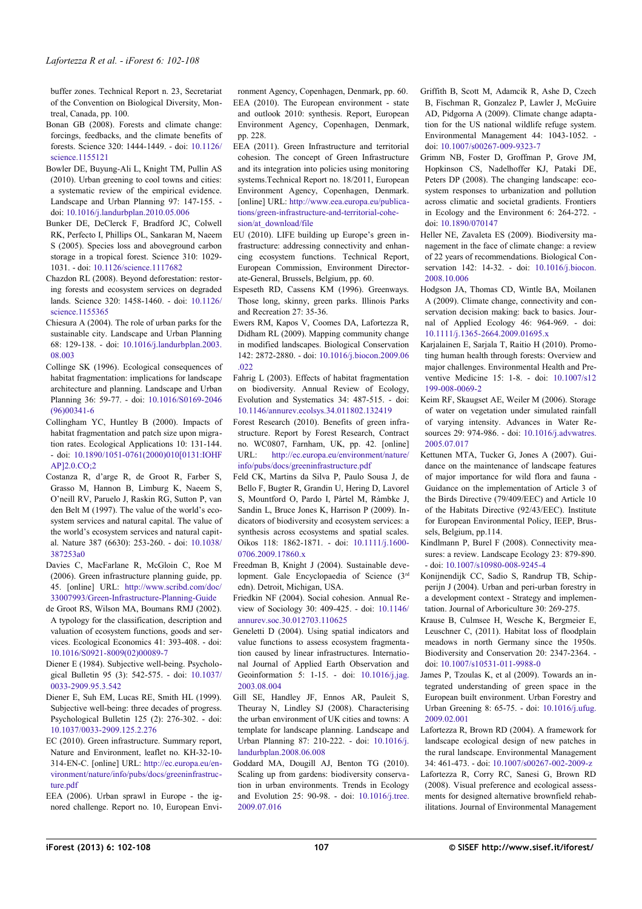buffer zones. Technical Report n. 23, Secretariat of the Convention on Biological Diversity, Montreal, Canada, pp. 100.

Bonan GB (2008). Forests and climate change: forcings, feedbacks, and the climate benefits of forests. Science 320: 1444-1449. - doi: 10.1126/science.1155121

Bowler DE, Buyung-Ali L, Knight TM, Pullin AS (2010). Urban greening to cool towns and cities: a systematic review of the empirical evidence. Landscape and Urban Planning 97: 147-155. - doi: 10.1016/j.landurbplan.2010.05.006

Bunker DE, DeClerck F, Bradford JC, Colwell RK, Perfecto I, Phillips OL, Sankaran M, Naeem S (2005). Species loss and aboveground carbon storage in a tropical forest. Science 310: 1029-1031. - doi: 10.1126/science.1117682

Chazdon RL (2008). Beyond deforestation: restoring forests and ecosystem services on degraded lands. Science 320: 1458-1460. - doi: 10.1126/science.1155365

Chiesura A (2004). The role of urban parks for the sustainable city. Landscape and Urban Planning 68: 129-138. - doi: 10.1016/j.landurbplan.2003.08.003

Collinge SK (1996). Ecological consequences of habitat fragmentation: implications for landscape architecture and planning. Landscape and Urban Planning 36: 59-77. - doi: 10.1016/S0169-2046(96)00341-6

Collingham YC, Huntley B (2000). Impacts of habitat fragmentation and patch size upon migration rates. Ecological Applications 10: 131-144. - doi: 10.1890/1051-0761(2000)010[0131:IOHFAP]2.0.CO;2

Costanza R, d'arge R, de Groot R, Farber S, Grasso M, Hannon B, Limburg K, Naeem S, O'neill RV, Paruelo J, Raskin RG, Sutton P, van den Belt M (1997). The value of the world's ecosystem services and natural capital. The value of the world's ecosystem services and natural capital. Nature 387 (6630): 253-260. - doi: 10.1038/387253a0

Davies C, MacFarlane R, McGloin C, Roe M (2006). Green infrastructure planning guide, pp. 45. [online] URL: http://www.scribd.com/doc/33007993/Green-Infrastructure-Planning-Guide

de Groot RS, Wilson MA, Boumans RMJ (2002). A typology for the classification, description and valuation of ecosystem functions, goods and services. Ecological Economics 41: 393-408. - doi: 10.1016/S0921-8009(02)00089-7

Diener E (1984). Subjective well-being. Psychological Bulletin 95 (3): 542-575. - doi: 10.1037/0033-2909.95.3.542

Diener E, Suh EM, Lucas RE, Smith HL (1999). Subjective well-being: three decades of progress. Psychological Bulletin 125 (2): 276-302. - doi: 10.1037/0033-2909.125.2.276

EC (2010). Green infrastructure. Summary report, Nature and Environment, leaflet no. KH-32-10-314-EN-C. [online] URL: http://ec.europa.eu/environment/nature/info/pubs/docs/greeninfrastructure.pdf

EEA (2006). Urban sprawl in Europe - the ignored challenge. Report no. 10, European Environment Agency, Copenhagen, Denmark, pp. 60.

EEA (2010). The European environment - state and outlook 2010: synthesis. Report, European Environment Agency, Copenhagen, Denmark, pp. 228.

EEA (2011). Green Infrastructure and territorial cohesion. The concept of Green Infrastructure and its integration into policies using monitoring systems.Technical Report no. 18/2011, European Environment Agency, Copenhagen, Denmark. [online] URL: http://www.eea.europa.eu/publications/green-infrastructure-and-territorial-cohesion/at_download/file

EU (2010). LIFE building up Europe's green infrastructure: addressing connectivity and enhancing ecosystem functions. Technical Report, European Commission, Environment Directorate-General, Brussels, Belgium, pp. 60.

Espeseth RD, Cassens KM (1996). Greenways. Those long, skinny, green parks. Illinois Parks and Recreation 27: 35-36.

Ewers RM, Kapos V, Coomes DA, Lafortezza R, Didham RL (2009). Mapping community change in modified landscapes. Biological Conservation 142: 2872-2880. - doi: 10.1016/j.biocon.2009.06.022

Fahrig L (2003). Effects of habitat fragmentation on biodiversity. Annual Review of Ecology, Evolution and Systematics 34: 487-515. - doi: 10.1146/annurev.ecolsys.34.011802.132419

Forest Research (2010). Benefits of green infrastructure. Report by Forest Research, Contract no. WC0807, Farnham, UK, pp. 42. [online] URL: http://ec.europa.eu/environment/nature/info/pubs/docs/greeninfrastructure.pdf

Feld CK, Martins da Silva P, Paulo Sousa J, de Bello F, Bugter R, Grandin U, Hering D, Lavorel S, Mountford O, Pardo I, Pàrtel M, Ràmbke J, Sandin L, Bruce Jones K, Harrison P (2009). Indicators of biodiversity and ecosystem services: a synthesis across ecosystems and spatial scales. Oikos 118: 1862-1871. - doi: 10.1111/j.1600-0706.2009.17860.x

Freedman B, Knight J (2004). Sustainable development. Gale Encyclopaedia of Science (3[rd] edn). Detroit, Michigan, USA.

Friedkin NF (2004). Social cohesion. Annual Review of Sociology 30: 409-425. - doi: 10.1146/annurev.soc.30.012703.110625

Geneletti D (2004). Using spatial indicators and value functions to assess ecosystem fragmentation caused by linear infrastructures. International Journal of Applied Earth Observation and Geoinformation 5: 1-15. - doi: 10.1016/j.jag.2003.08.004

Gill SE, Handley JF, Ennos AR, Pauleit S, Theuray N, Lindley SJ (2008). Characterising the urban environment of UK cities and towns: A template for landscape planning. Landscape and Urban Planning 87: 210-222. - doi: 10.1016/j.landurbplan.2008.06.008

Goddard MA, Dougill AJ, Benton TG (2010). Scaling up from gardens: biodiversity conservation in urban environments. Trends in Ecology and Evolution 25: 90-98. - doi: 10.1016/j.tree.2009.07.016

Griffith B, Scott M, Adamcik R, Ashe D, Czech B, Fischman R, Gonzalez P, Lawler J, McGuire AD, Pidgorna A (2009). Climate change adaptation for the US national wildlife refuge system. Environmental Management 44: 1043-1052. - doi: 10.1007/s00267-009-9323-7

Grimm NB, Foster D, Groffman P, Grove JM, Hopkinson CS, Nadelhoffer KJ, Pataki DE, Peters DP (2008). The changing landscape: ecosystem responses to urbanization and pollution across climatic and societal gradients. Frontiers in Ecology and the Environment 6: 264-272. - doi: 10.1890/070147

Heller NE, Zavaleta ES (2009). Biodiversity management in the face of climate change: a review of 22 years of recommendations. Biological Conservation 142: 14-32. - doi: 10.1016/j.biocon.2008.10.006

Hodgson JA, Thomas CD, Wintle BA, Moilanen A (2009). Climate change, connectivity and conservation decision making: back to basics. Journal of Applied Ecology 46: 964-969. - doi: 10.1111/j.1365-2664.2009.01695.x

Karjalainen E, Sarjala T, Raitio H (2010). Promoting human health through forests: Overview and major challenges. Environmental Health and Preventive Medicine 15: 1-8. - doi: 10.1007/s12199-008-0069-2

Keim RF, Skaugset AE, Weiler M (2006). Storage of water on vegetation under simulated rainfall of varying intensity. Advances in Water Resources 29: 974-986. - doi: 10.1016/j.advwatres.2005.07.017

Kettunen MTA, Tucker G, Jones A (2007). Guidance on the maintenance of landscape features of major importance for wild flora and fauna - Guidance on the implementation of Article 3 of the Birds Directive (79/409/EEC) and Article 10 of the Habitats Directive (92/43/EEC). Institute for European Environmental Policy, IEEP, Brussels, Belgium, pp.114.

Kindlmann P, Burel F (2008). Connectivity measures: a review. Landscape Ecology 23: 879-890. - doi: 10.1007/s10980-008-9245-4

Konijnendijk CC, Sadio S, Randrup TB, Schipperijn J (2004). Urban and peri-urban forestry in a development context - Strategy and implementation. Journal of Arboriculture 30: 269-275.

Krause B, Culmsee H, Wesche K, Bergmeier E, Leuschner C, (2011). Habitat loss of floodplain meadows in north Germany since the 1950s. Biodiversity and Conservation 20: 2347-2364. - doi: 10.1007/s10531-011-9988-0

James P, Tzoulas K, et al (2009). Towards an integrated understanding of green space in the European built environment. Urban Forestry and Urban Greening 8: 65-75. - doi: 10.1016/j.ufug.2009.02.001

Lafortezza R, Brown RD (2004). A framework for landscape ecological design of new patches in the rural landscape. Environmental Management 34: 461-473. - doi: 10.1007/s00267-002-2009-z

Lafortezza R, Corry RC, Sanesi G, Brown RD (2008). Visual preference and ecological assessments for designed alternative brownfield rehabilitations. Journal of Environmental Management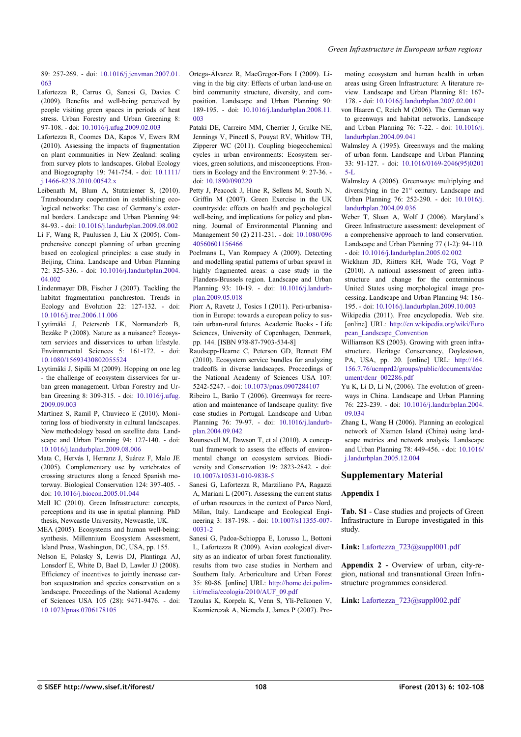89: 257-269. - doi: 10.1016/j.jenvman.2007.01.063

Lafortezza R, Carrus G, Sanesi G, Davies C (2009). Benefits and well-being perceived by people visiting green spaces in periods of heat stress. Urban Forestry and Urban Greening 8: 97-108. - doi: 10.1016/j.ufug.2009.02.003

Lafortezza R, Coomes DA, Kapos V, Ewers RM (2010). Assessing the impacts of fragmentation on plant communities in New Zealand: scaling from survey plots to landscapes. Global Ecology and Biogeography 19: 741-754. - doi: 10.1111/j.1466-8238.2010.00542.x

Leibenath M, Blum A, Stutzriemer S, (2010). Transboundary cooperation in establishing ecological networks: The case of Germany's external borders. Landscape and Urban Planning 94: 84-93. - doi: 10.1016/j.landurbplan.2009.08.002

Li F, Wang R, Paulussen J, Liu X (2005). Comprehensive concept planning of urban greening based on ecological principles: a case study in Beijing, China. Landscape and Urban Planning 72: 325-336. - doi: 10.1016/j.landurbplan.2004.04.002

Lindenmayer DB, Fischer J (2007). Tackling the habitat fragmentation panchreston. Trends in Ecology and Evolution 22: 127-132. - doi: 10.1016/j.tree.2006.11.006

Lyytimäki J, Petersenb LK, Normanderb B, Bezákc P (2008). Nature as a nuisance? Ecosystem services and disservices to urban lifestyle. Environmental Sciences 5: 161-172. - doi: 10.1080/15693430802055524

Lyytimäki J, Sipilä M (2009). Hopping on one leg - the challenge of ecosystem disservices for urban green management. Urban Forestry and Urban Greening 8: 309-315. - doi: 10.1016/j.ufug.2009.09.003

Martínez S, Ramil P, Chuvieco E (2010). Monitoring loss of biodiversity in cultural landscapes. New methodology based on satellite data. Landscape and Urban Planning 94: 127-140. - doi: 10.1016/j.landurbplan.2009.08.006

Mata C, Hervás I, Herranz J, Suárez F, Malo JE (2005). Complementary use by vertebrates of crossing structures along a fenced Spanish motorway. Biological Conservation 124: 397-405. - doi: 10.1016/j.biocon.2005.01.044

Mell IC (2010). Green Infrastructure: concepts, perceptions and its use in spatial planning. PhD thesis, Newcastle University, Newcastle, UK.

MEA (2005). Ecosystems and human well-being: synthesis. Millennium Ecosystem Assessment, Island Press, Washington, DC, USA, pp. 155.

Nelson E, Polasky S, Lewis DJ, Plantinga AJ, Lonsdorf E, White D, Bael D, Lawler JJ (2008). Efficiency of incentives to jointly increase carbon sequestration and species conservation on a landscape. Proceedings of the National Academy of Sciences USA 105 (28): 9471-9476. - doi: 10.1073/pnas.0706178105

Ortega-Álvarez R, MacGregor-Fors I (2009). Living in the big city: Effects of urban land-use on bird community structure, diversity, and composition. Landscape and Urban Planning 90: 189-195. - doi: 10.1016/j.landurbplan.2008.11.003

Pataki DE, Carreiro MM, Cherrier J, Grulke NE, Jennings V, Pincetl S, Pouyat RV, Whitlow TH, Zipperer WC (2011). Coupling biogeochemical cycles in urban environments: Ecosystem services, green solutions, and misconceptions. Frontiers in Ecology and the Environment 9: 27-36. - doi: 10.1890/090220

Petty J, Peacock J, Hine R, Sellens M, South N, Griffin M (2007). Green Exercise in the UK countryside: effects on health and psychological well-being, and implications for policy and planning. Journal of Environmental Planning and Management 50 (2) 211-231. - doi: 10.1080/09640560601156466

Poelmans L, Van Rompaey A (2009). Detecting and modelling spatial patterns of urban sprawl in highly fragmented areas: a case study in the Flanders-Brussels region. Landscape and Urban Planning 93: 10-19. - doi: 10.1016/j.landurbplan.2009.05.018

Piorr A, Ravetz J, Tosics I (2011). Peri-urbanisation in Europe: towards a european policy to sustain urban-rural futures. Academic Books - Life Sciences, University of Copenhagen, Denmark, pp. 144. [ISBN 978-87-7903-534-8]

Raudsepp-Hearne C, Peterson GD, Bennett EM (2010). Ecosystem service bundles for analyzing tradeoffs in diverse landscapes. Proceedings of the National Academy of Sciences USA 107: 5242-5247. - doi: 10.1073/pnas.0907284107

Ribeiro L, Barão T (2006). Greenways for recreation and maintenance of landscape quality: five case studies in Portugal. Landscape and Urban Planning 76: 79-97. - doi: 10.1016/j.landurbplan.2004.09.042

Rounsevell M, Dawson T, et al (2010). A conceptual framework to assess the effects of environmental change on ecosystem services. Biodiversity and Conservation 19: 2823-2842. - doi: 10.1007/s10531-010-9838-5

Sanesi G, Lafortezza R, Marziliano PA, Ragazzi A, Mariani L (2007). Assessing the current status of urban resources in the context of Parco Nord, Milan, Italy. Landscape and Ecological Engineering 3: 187-198. - doi: 10.1007/s11355-007-0031-2

Sanesi G, Padoa-Schioppa E, Lorusso L, Bottoni L, Lafortezza R (2009). Avian ecological diversity as an indicator of urban forest functionality. results from two case studies in Northern and Southern Italy. Arboriculture and Urban Forest 35: 80-86. [online] URL: http://home.dei.polimi.it/melia/ecologia/2010/AUF_09.pdf

Tzoulas K, Korpela K, Venn S, Yli-Pelkonen V, Kazmierczak A, Niemela J, James P (2007). Promoting ecosystem and human health in urban areas using Green Infrastructure: A literature review. Landscape and Urban Planning 81: 167-178. - doi: 10.1016/j.landurbplan.2007.02.001

von Haaren C, Reich M (2006). The German way to greenways and habitat networks. Landscape and Urban Planning 76: 7-22. - doi: 10.1016/j.landurbplan.2004.09.041

Walmsley A (1995). Greenways and the making of urban form. Landscape and Urban Planning 33: 91-127. - doi: 10.1016/0169-2046(95)02015-L

Walmsley A (2006). Greenways: multiplying and diversifying in the 21st century. Landscape and Urban Planning 76: 252-290. - doi: 10.1016/j.landurbplan.2004.09.036

Weber T, Sloan A, Wolf J (2006). Maryland's Green Infrastructure assessment: development of a comprehensive approach to land conservation. Landscape and Urban Planning 77 (1-2): 94-110. - doi: 10.1016/j.landurbplan.2005.02.002

Wickham JD, Riitters KH, Wade TG, Vogt P (2010). A national assessment of green infrastructure and change for the conterminous United States using morphological image processing. Landscape and Urban Planning 94: 186-195. - doi: 10.1016/j.landurbplan.2009.10.003

Wikipedia (2011). Free encyclopedia. Web site. [online] URL: http://en.wikipedia.org/wiki/European_Landscape_Convention

Williamson KS (2003). Growing with green infrastructure. Heritage Conservancy, Doylestown, PA, USA, pp. 20. [online] URL: http://164.156.7.76/ucmprd2/groups/public/documents/document/dcnr_002286.pdf

Yu K, Li D, Li N, (2006). The evolution of greenways in China. Landscape and Urban Planning 76: 223-239. - doi: 10.1016/j.landurbplan.2004.09.034

Zhang L, Wang H (2006). Planning an ecological network of Xiamen Island (China) using landscape metrics and network analysis. Landscape and Urban Planning 78: 449-456. - doi: 10.1016/j.landurbplan.2005.12.004

## Supplementary Material

**Appendix 1**

**Tab. S1** - Case studies and projects of Green Infrastructure in Europe investigated in this study.

**Link:** Lafortezza_723@suppl001.pdf

**Appendix 2 -** Overview of urban, city-region, national and transnational Green Infrastructure programmes considered.

**Link:** Lafortezza_723@suppl002.pdf